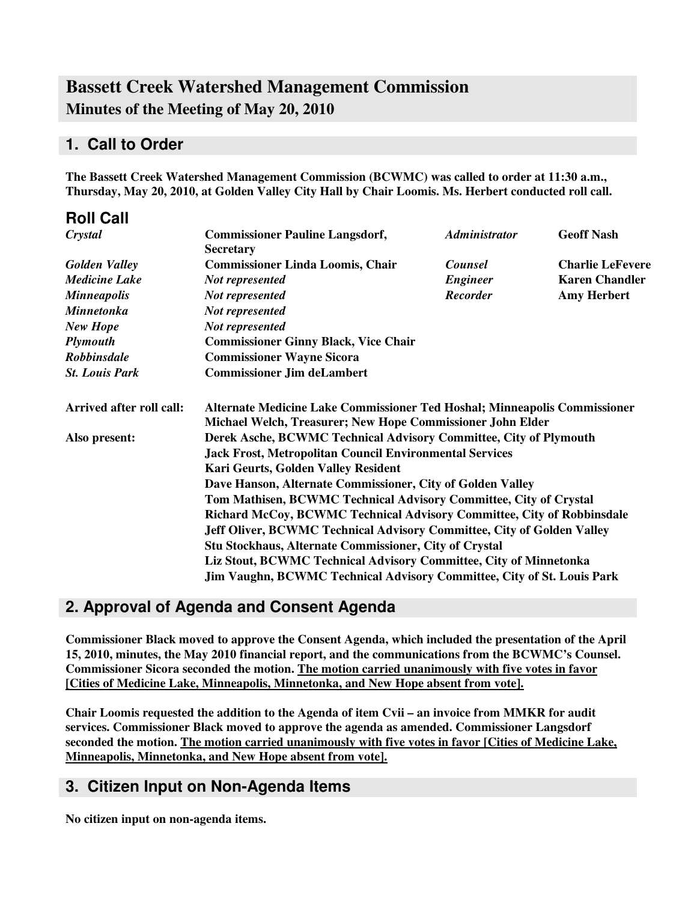# Bassett Creek Watershed Management Commission

## Minutes of the Meeting of May 20, 2010

## 1. Call to Order

**The Bassett Creek Watershed Management Commission (BCWMC) was called to order at 11:30 a.m., Thursday, May 20, 2010, at Golden Valley City Hall by Chair Loomis. Ms. Herbert conducted roll call.**

## Roll Call

| | | | |
|---|---|---|---|
| *Crystal* | **Commissioner Pauline Langsdorf, Secretary** | ***Administrator*** | **Geoff Nash** |
| *Golden Valley* | **Commissioner Linda Loomis, Chair** | ***Counsel*** | **Charlie LeFevere** |
| *Medicine Lake* | ***Not represented*** | ***Engineer*** | **Karen Chandler** |
| *Minneapolis* | ***Not represented*** | ***Recorder*** | **Amy Herbert** |
| *Minnetonka* | ***Not represented*** | | |
| *New Hope* | ***Not represented*** | | |
| *Plymouth* | **Commissioner Ginny Black, Vice Chair** | | |
| *Robbinsdale* | **Commissioner Wayne Sicora** | | |
| *St. Louis Park* | **Commissioner Jim deLambert** | | |

**Arrived after roll call:** Alternate Medicine Lake Commissioner Ted Hoshal; Minneapolis Commissioner Michael Welch, Treasurer; New Hope Commissioner John Elder

**Also present:**
Derek Asche, BCWMC Technical Advisory Committee, City of Plymouth
Jack Frost, Metropolitan Council Environmental Services
Kari Geurts, Golden Valley Resident
Dave Hanson, Alternate Commissioner, City of Golden Valley
Tom Mathisen, BCWMC Technical Advisory Committee, City of Crystal
Richard McCoy, BCWMC Technical Advisory Committee, City of Robbinsdale
Jeff Oliver, BCWMC Technical Advisory Committee, City of Golden Valley
Stu Stockhaus, Alternate Commissioner, City of Crystal
Liz Stout, BCWMC Technical Advisory Committee, City of Minnetonka
Jim Vaughn, BCWMC Technical Advisory Committee, City of St. Louis Park

## 2. Approval of Agenda and Consent Agenda

**Commissioner Black moved to approve the Consent Agenda, which included the presentation of the April 15, 2010, minutes, the May 2010 financial report, and the communications from the BCWMC's Counsel. Commissioner Sicora seconded the motion. <u>The motion carried unanimously with five votes in favor [Cities of Medicine Lake, Minneapolis, Minnetonka, and New Hope absent from vote].</u>**

**Chair Loomis requested the addition to the Agenda of item Cvii – an invoice from MMKR for audit services. Commissioner Black moved to approve the agenda as amended. Commissioner Langsdorf seconded the motion. <u>The motion carried unanimously with five votes in favor [Cities of Medicine Lake, Minneapolis, Minnetonka, and New Hope absent from vote].</u>**

## 3. Citizen Input on Non-Agenda Items

**No citizen input on non-agenda items.**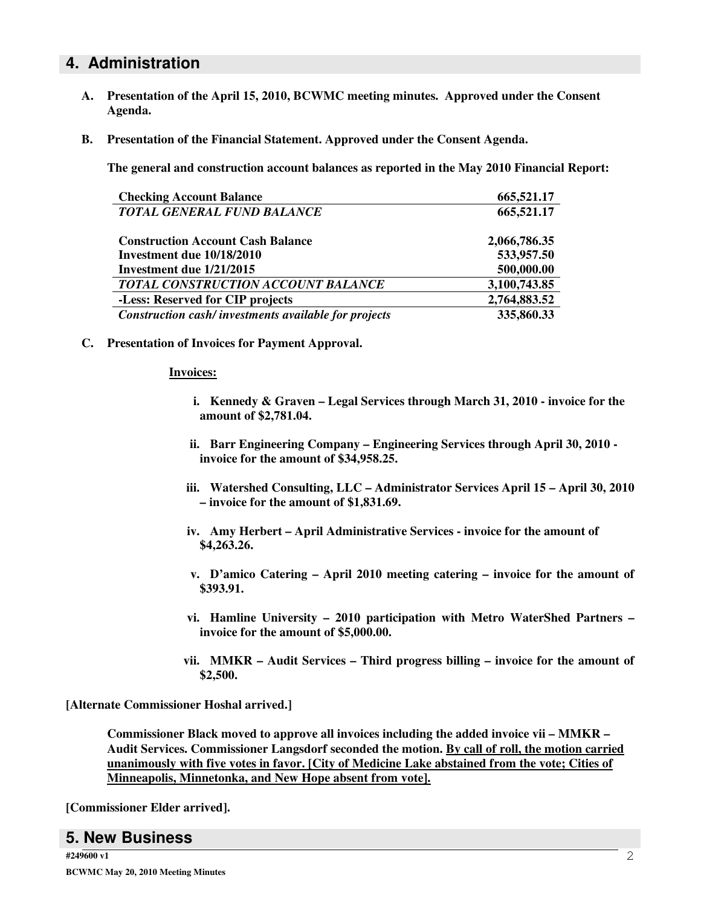## 4. Administration

**A. Presentation of the April 15, 2010, BCWMC meeting minutes. Approved under the Consent Agenda.**

**B. Presentation of the Financial Statement. Approved under the Consent Agenda.**

**The general and construction account balances as reported in the May 2010 Financial Report:**

| | |
|---|---|
| **Checking Account Balance** | **665,521.17** |
| ***TOTAL GENERAL FUND BALANCE*** | **665,521.17** |
| | |
| **Construction Account Cash Balance** | **2,066,786.35** |
| **Investment due 10/18/2010** | **533,957.50** |
| **Investment due 1/21/2015** | **500,000.00** |
| ***TOTAL CONSTRUCTION ACCOUNT BALANCE*** | **3,100,743.85** |
| **-Less: Reserved for CIP projects** | **2,764,883.52** |
| ***Construction cash/ investments available for projects*** | **335,860.33** |

**C. Presentation of Invoices for Payment Approval.**

**Invoices:**

i. **Kennedy & Graven – Legal Services through March 31, 2010 - invoice for the amount of $2,781.04.**

ii. **Barr Engineering Company – Engineering Services through April 30, 2010 - invoice for the amount of $34,958.25.**

iii. **Watershed Consulting, LLC – Administrator Services April 15 – April 30, 2010 – invoice for the amount of $1,831.69.**

iv. **Amy Herbert – April Administrative Services - invoice for the amount of $4,263.26.**

v. **D'amico Catering – April 2010 meeting catering – invoice for the amount of $393.91.**

vi. **Hamline University – 2010 participation with Metro WaterShed Partners – invoice for the amount of $5,000.00.**

vii. **MMKR – Audit Services – Third progress billing – invoice for the amount of $2,500.**

**[Alternate Commissioner Hoshal arrived.]**

**Commissioner Black moved to approve all invoices including the added invoice vii – MMKR – Audit Services. Commissioner Langsdorf seconded the motion. <u>By call of roll, the motion carried unanimously with five votes in favor. [City of Medicine Lake abstained from the vote; Cities of Minneapolis, Minnetonka, and New Hope absent from vote].</u>**

**[Commissioner Elder arrived].**

## 5. New Business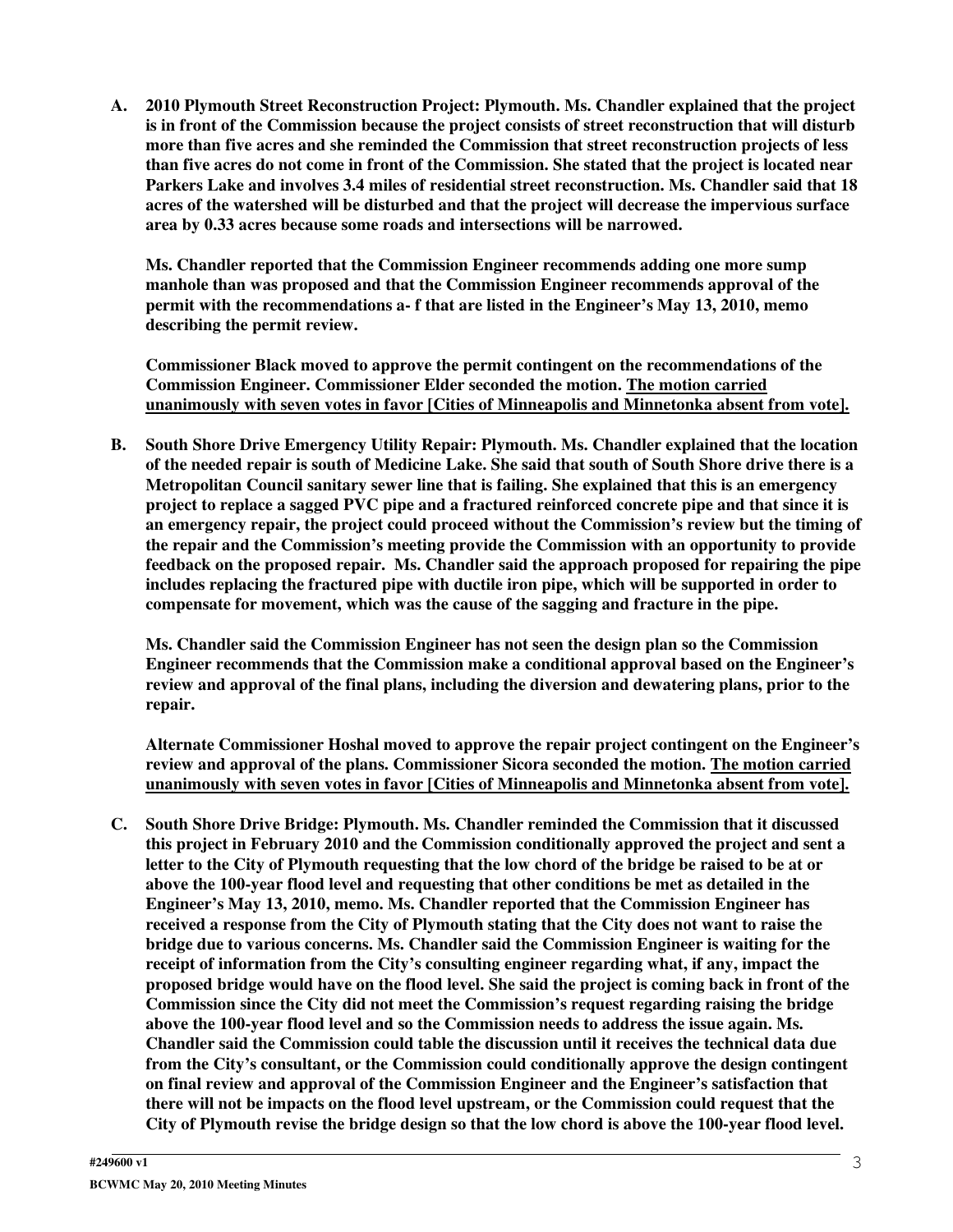**A. 2010 Plymouth Street Reconstruction Project: Plymouth. Ms. Chandler explained that the project is in front of the Commission because the project consists of street reconstruction that will disturb more than five acres and she reminded the Commission that street reconstruction projects of less than five acres do not come in front of the Commission. She stated that the project is located near Parkers Lake and involves 3.4 miles of residential street reconstruction. Ms. Chandler said that 18 acres of the watershed will be disturbed and that the project will decrease the impervious surface area by 0.33 acres because some roads and intersections will be narrowed.**

**Ms. Chandler reported that the Commission Engineer recommends adding one more sump manhole than was proposed and that the Commission Engineer recommends approval of the permit with the recommendations a- f that are listed in the Engineer's May 13, 2010, memo describing the permit review.**

**Commissioner Black moved to approve the permit contingent on the recommendations of the Commission Engineer. Commissioner Elder seconded the motion. <u>The motion carried unanimously with seven votes in favor [Cities of Minneapolis and Minnetonka absent from vote].</u>**

**B. South Shore Drive Emergency Utility Repair: Plymouth. Ms. Chandler explained that the location of the needed repair is south of Medicine Lake. She said that south of South Shore drive there is a Metropolitan Council sanitary sewer line that is failing. She explained that this is an emergency project to replace a sagged PVC pipe and a fractured reinforced concrete pipe and that since it is an emergency repair, the project could proceed without the Commission's review but the timing of the repair and the Commission's meeting provide the Commission with an opportunity to provide feedback on the proposed repair. Ms. Chandler said the approach proposed for repairing the pipe includes replacing the fractured pipe with ductile iron pipe, which will be supported in order to compensate for movement, which was the cause of the sagging and fracture in the pipe.**

**Ms. Chandler said the Commission Engineer has not seen the design plan so the Commission Engineer recommends that the Commission make a conditional approval based on the Engineer's review and approval of the final plans, including the diversion and dewatering plans, prior to the repair.**

**Alternate Commissioner Hoshal moved to approve the repair project contingent on the Engineer's review and approval of the plans. Commissioner Sicora seconded the motion. <u>The motion carried unanimously with seven votes in favor [Cities of Minneapolis and Minnetonka absent from vote].</u>**

**C. South Shore Drive Bridge: Plymouth. Ms. Chandler reminded the Commission that it discussed this project in February 2010 and the Commission conditionally approved the project and sent a letter to the City of Plymouth requesting that the low chord of the bridge be raised to be at or above the 100-year flood level and requesting that other conditions be met as detailed in the Engineer's May 13, 2010, memo. Ms. Chandler reported that the Commission Engineer has received a response from the City of Plymouth stating that the City does not want to raise the bridge due to various concerns. Ms. Chandler said the Commission Engineer is waiting for the receipt of information from the City's consulting engineer regarding what, if any, impact the proposed bridge would have on the flood level. She said the project is coming back in front of the Commission since the City did not meet the Commission's request regarding raising the bridge above the 100-year flood level and so the Commission needs to address the issue again. Ms. Chandler said the Commission could table the discussion until it receives the technical data due from the City's consultant, or the Commission could conditionally approve the design contingent on final review and approval of the Commission Engineer and the Engineer's satisfaction that there will not be impacts on the flood level upstream, or the Commission could request that the City of Plymouth revise the bridge design so that the low chord is above the 100-year flood level.**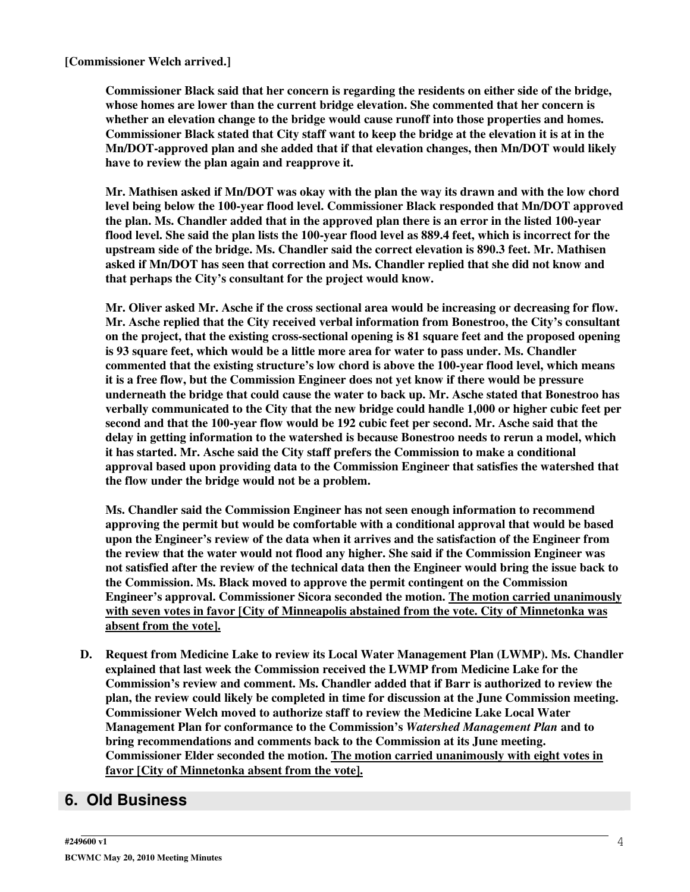**[Commissioner Welch arrived.]**

**Commissioner Black said that her concern is regarding the residents on either side of the bridge, whose homes are lower than the current bridge elevation. She commented that her concern is whether an elevation change to the bridge would cause runoff into those properties and homes. Commissioner Black stated that City staff want to keep the bridge at the elevation it is at in the Mn/DOT-approved plan and she added that if that elevation changes, then Mn/DOT would likely have to review the plan again and reapprove it.**

**Mr. Mathisen asked if Mn/DOT was okay with the plan the way its drawn and with the low chord level being below the 100-year flood level. Commissioner Black responded that Mn/DOT approved the plan. Ms. Chandler added that in the approved plan there is an error in the listed 100-year flood level. She said the plan lists the 100-year flood level as 889.4 feet, which is incorrect for the upstream side of the bridge. Ms. Chandler said the correct elevation is 890.3 feet. Mr. Mathisen asked if Mn/DOT has seen that correction and Ms. Chandler replied that she did not know and that perhaps the City's consultant for the project would know.**

**Mr. Oliver asked Mr. Asche if the cross sectional area would be increasing or decreasing for flow. Mr. Asche replied that the City received verbal information from Bonestroo, the City's consultant on the project, that the existing cross-sectional opening is 81 square feet and the proposed opening is 93 square feet, which would be a little more area for water to pass under. Ms. Chandler commented that the existing structure's low chord is above the 100-year flood level, which means it is a free flow, but the Commission Engineer does not yet know if there would be pressure underneath the bridge that could cause the water to back up. Mr. Asche stated that Bonestroo has verbally communicated to the City that the new bridge could handle 1,000 or higher cubic feet per second and that the 100-year flow would be 192 cubic feet per second. Mr. Asche said that the delay in getting information to the watershed is because Bonestroo needs to rerun a model, which it has started. Mr. Asche said the City staff prefers the Commission to make a conditional approval based upon providing data to the Commission Engineer that satisfies the watershed that the flow under the bridge would not be a problem.**

**Ms. Chandler said the Commission Engineer has not seen enough information to recommend approving the permit but would be comfortable with a conditional approval that would be based upon the Engineer's review of the data when it arrives and the satisfaction of the Engineer from the review that the water would not flood any higher. She said if the Commission Engineer was not satisfied after the review of the technical data then the Engineer would bring the issue back to the Commission. Ms. Black moved to approve the permit contingent on the Commission Engineer's approval. Commissioner Sicora seconded the motion. <u>The motion carried unanimously with seven votes in favor [City of Minneapolis abstained from the vote. City of Minnetonka was absent from the vote].</u>**

**D. Request from Medicine Lake to review its Local Water Management Plan (LWMP). Ms. Chandler explained that last week the Commission received the LWMP from Medicine Lake for the Commission's review and comment. Ms. Chandler added that if Barr is authorized to review the plan, the review could likely be completed in time for discussion at the June Commission meeting. Commissioner Welch moved to authorize staff to review the Medicine Lake Local Water Management Plan for conformance to the Commission's *Watershed Management Plan* and to bring recommendations and comments back to the Commission at its June meeting. Commissioner Elder seconded the motion. <u>The motion carried unanimously with eight votes in favor [City of Minnetonka absent from the vote].</u>**

## 6. Old Business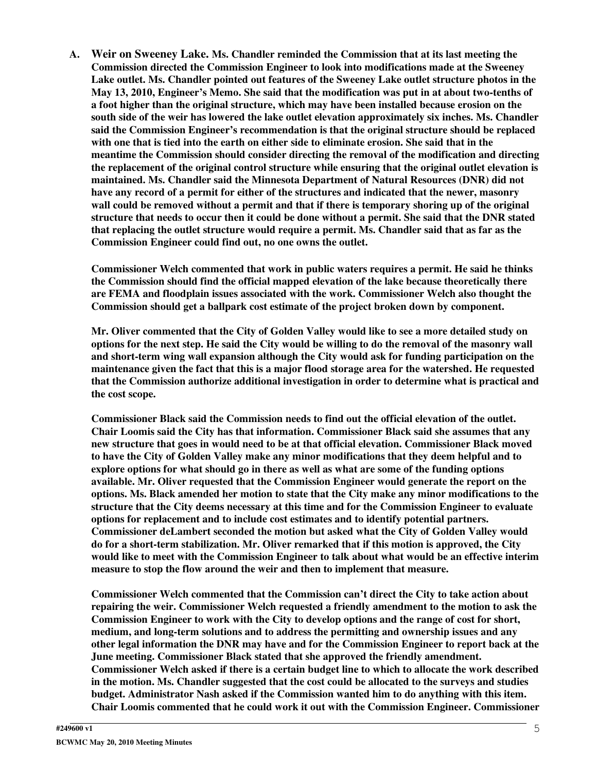**A. Weir on Sweeney Lake. Ms. Chandler reminded the Commission that at its last meeting the Commission directed the Commission Engineer to look into modifications made at the Sweeney Lake outlet. Ms. Chandler pointed out features of the Sweeney Lake outlet structure photos in the May 13, 2010, Engineer's Memo. She said that the modification was put in at about two-tenths of a foot higher than the original structure, which may have been installed because erosion on the south side of the weir has lowered the lake outlet elevation approximately six inches. Ms. Chandler said the Commission Engineer's recommendation is that the original structure should be replaced with one that is tied into the earth on either side to eliminate erosion. She said that in the meantime the Commission should consider directing the removal of the modification and directing the replacement of the original control structure while ensuring that the original outlet elevation is maintained. Ms. Chandler said the Minnesota Department of Natural Resources (DNR) did not have any record of a permit for either of the structures and indicated that the newer, masonry wall could be removed without a permit and that if there is temporary shoring up of the original structure that needs to occur then it could be done without a permit. She said that the DNR stated that replacing the outlet structure would require a permit. Ms. Chandler said that as far as the Commission Engineer could find out, no one owns the outlet.**

**Commissioner Welch commented that work in public waters requires a permit. He said he thinks the Commission should find the official mapped elevation of the lake because theoretically there are FEMA and floodplain issues associated with the work. Commissioner Welch also thought the Commission should get a ballpark cost estimate of the project broken down by component.**

**Mr. Oliver commented that the City of Golden Valley would like to see a more detailed study on options for the next step. He said the City would be willing to do the removal of the masonry wall and short-term wing wall expansion although the City would ask for funding participation on the maintenance given the fact that this is a major flood storage area for the watershed. He requested that the Commission authorize additional investigation in order to determine what is practical and the cost scope.**

**Commissioner Black said the Commission needs to find out the official elevation of the outlet. Chair Loomis said the City has that information. Commissioner Black said she assumes that any new structure that goes in would need to be at that official elevation. Commissioner Black moved to have the City of Golden Valley make any minor modifications that they deem helpful and to explore options for what should go in there as well as what are some of the funding options available. Mr. Oliver requested that the Commission Engineer would generate the report on the options. Ms. Black amended her motion to state that the City make any minor modifications to the structure that the City deems necessary at this time and for the Commission Engineer to evaluate options for replacement and to include cost estimates and to identify potential partners. Commissioner deLambert seconded the motion but asked what the City of Golden Valley would do for a short-term stabilization. Mr. Oliver remarked that if this motion is approved, the City would like to meet with the Commission Engineer to talk about what would be an effective interim measure to stop the flow around the weir and then to implement that measure.**

**Commissioner Welch commented that the Commission can't direct the City to take action about repairing the weir. Commissioner Welch requested a friendly amendment to the motion to ask the Commission Engineer to work with the City to develop options and the range of cost for short, medium, and long-term solutions and to address the permitting and ownership issues and any other legal information the DNR may have and for the Commission Engineer to report back at the June meeting. Commissioner Black stated that she approved the friendly amendment. Commissioner Welch asked if there is a certain budget line to which to allocate the work described in the motion. Ms. Chandler suggested that the cost could be allocated to the surveys and studies budget. Administrator Nash asked if the Commission wanted him to do anything with this item. Chair Loomis commented that he could work it out with the Commission Engineer. Commissioner**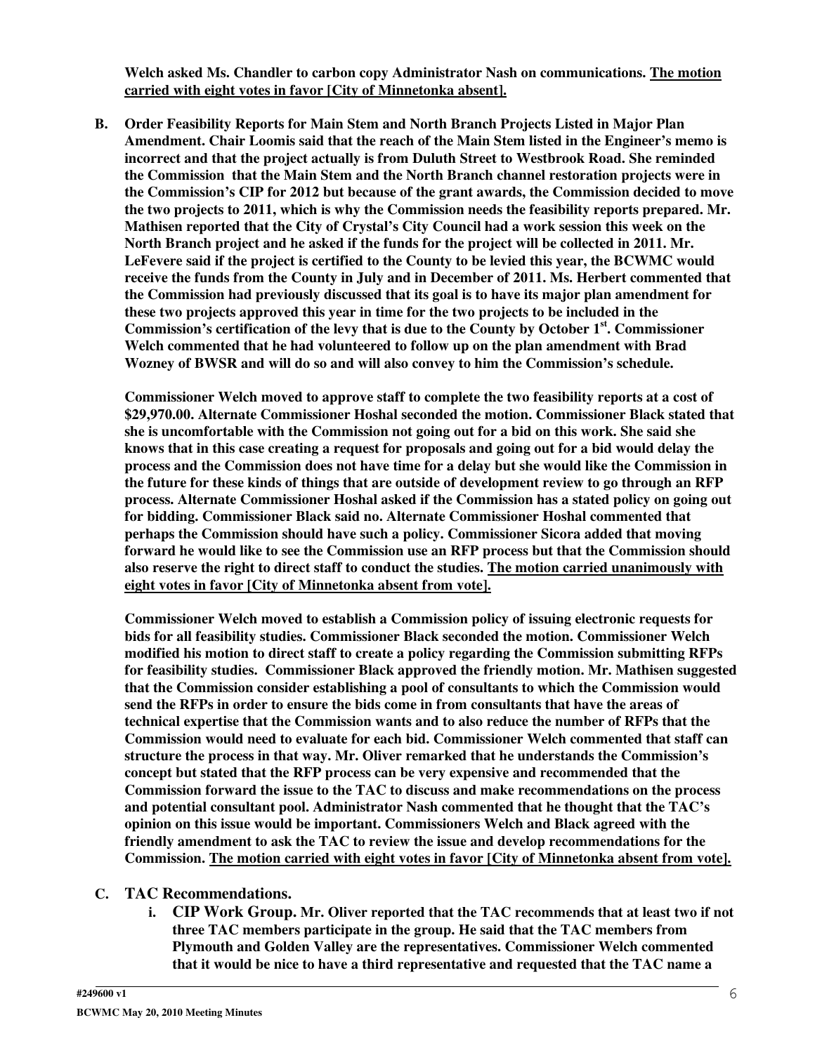**Welch asked Ms. Chandler to carbon copy Administrator Nash on communications. <u>The motion carried with eight votes in favor [City of Minnetonka absent].</u>**

**B. Order Feasibility Reports for Main Stem and North Branch Projects Listed in Major Plan Amendment. Chair Loomis said that the reach of the Main Stem listed in the Engineer's memo is incorrect and that the project actually is from Duluth Street to Westbrook Road. She reminded the Commission that the Main Stem and the North Branch channel restoration projects were in the Commission's CIP for 2012 but because of the grant awards, the Commission decided to move the two projects to 2011, which is why the Commission needs the feasibility reports prepared. Mr. Mathisen reported that the City of Crystal's City Council had a work session this week on the North Branch project and he asked if the funds for the project will be collected in 2011. Mr. LeFevere said if the project is certified to the County to be levied this year, the BCWMC would receive the funds from the County in July and in December of 2011. Ms. Herbert commented that the Commission had previously discussed that its goal is to have its major plan amendment for these two projects approved this year in time for the two projects to be included in the Commission's certification of the levy that is due to the County by October 1st. Commissioner Welch commented that he had volunteered to follow up on the plan amendment with Brad Wozney of BWSR and will do so and will also convey to him the Commission's schedule.**

**Commissioner Welch moved to approve staff to complete the two feasibility reports at a cost of $29,970.00. Alternate Commissioner Hoshal seconded the motion. Commissioner Black stated that she is uncomfortable with the Commission not going out for a bid on this work. She said she knows that in this case creating a request for proposals and going out for a bid would delay the process and the Commission does not have time for a delay but she would like the Commission in the future for these kinds of things that are outside of development review to go through an RFP process. Alternate Commissioner Hoshal asked if the Commission has a stated policy on going out for bidding. Commissioner Black said no. Alternate Commissioner Hoshal commented that perhaps the Commission should have such a policy. Commissioner Sicora added that moving forward he would like to see the Commission use an RFP process but that the Commission should also reserve the right to direct staff to conduct the studies. <u>The motion carried unanimously with eight votes in favor [City of Minnetonka absent from vote].</u>**

**Commissioner Welch moved to establish a Commission policy of issuing electronic requests for bids for all feasibility studies. Commissioner Black seconded the motion. Commissioner Welch modified his motion to direct staff to create a policy regarding the Commission submitting RFPs for feasibility studies. Commissioner Black approved the friendly motion. Mr. Mathisen suggested that the Commission consider establishing a pool of consultants to which the Commission would send the RFPs in order to ensure the bids come in from consultants that have the areas of technical expertise that the Commission wants and to also reduce the number of RFPs that the Commission would need to evaluate for each bid. Commissioner Welch commented that staff can structure the process in that way. Mr. Oliver remarked that he understands the Commission's concept but stated that the RFP process can be very expensive and recommended that the Commission forward the issue to the TAC to discuss and make recommendations on the process and potential consultant pool. Administrator Nash commented that he thought that the TAC's opinion on this issue would be important. Commissioners Welch and Black agreed with the friendly amendment to ask the TAC to review the issue and develop recommendations for the Commission. <u>The motion carried with eight votes in favor [City of Minnetonka absent from vote].</u>**

**C. TAC Recommendations.**

**i. CIP Work Group. Mr. Oliver reported that the TAC recommends that at least two if not three TAC members participate in the group. He said that the TAC members from Plymouth and Golden Valley are the representatives. Commissioner Welch commented that it would be nice to have a third representative and requested that the TAC name a**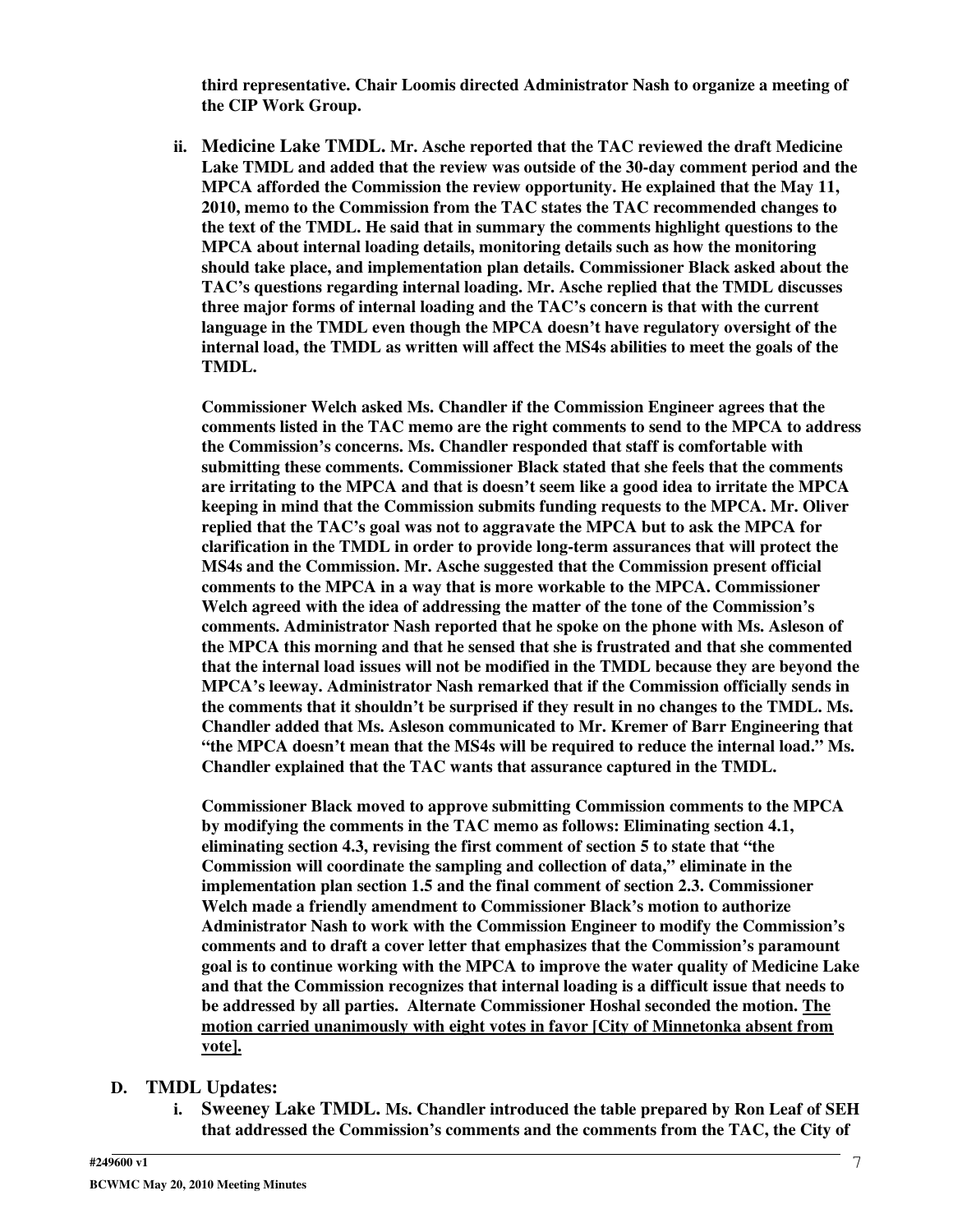**third representative. Chair Loomis directed Administrator Nash to organize a meeting of the CIP Work Group.**

ii. **Medicine Lake TMDL. Mr. Asche reported that the TAC reviewed the draft Medicine Lake TMDL and added that the review was outside of the 30-day comment period and the MPCA afforded the Commission the review opportunity. He explained that the May 11, 2010, memo to the Commission from the TAC states the TAC recommended changes to the text of the TMDL. He said that in summary the comments highlight questions to the MPCA about internal loading details, monitoring details such as how the monitoring should take place, and implementation plan details. Commissioner Black asked about the TAC's questions regarding internal loading. Mr. Asche replied that the TMDL discusses three major forms of internal loading and the TAC's concern is that with the current language in the TMDL even though the MPCA doesn't have regulatory oversight of the internal load, the TMDL as written will affect the MS4s abilities to meet the goals of the TMDL.**

**Commissioner Welch asked Ms. Chandler if the Commission Engineer agrees that the comments listed in the TAC memo are the right comments to send to the MPCA to address the Commission's concerns. Ms. Chandler responded that staff is comfortable with submitting these comments. Commissioner Black stated that she feels that the comments are irritating to the MPCA and that is doesn't seem like a good idea to irritate the MPCA keeping in mind that the Commission submits funding requests to the MPCA. Mr. Oliver replied that the TAC's goal was not to aggravate the MPCA but to ask the MPCA for clarification in the TMDL in order to provide long-term assurances that will protect the MS4s and the Commission. Mr. Asche suggested that the Commission present official comments to the MPCA in a way that is more workable to the MPCA. Commissioner Welch agreed with the idea of addressing the matter of the tone of the Commission's comments. Administrator Nash reported that he spoke on the phone with Ms. Asleson of the MPCA this morning and that he sensed that she is frustrated and that she commented that the internal load issues will not be modified in the TMDL because they are beyond the MPCA's leeway. Administrator Nash remarked that if the Commission officially sends in the comments that it shouldn't be surprised if they result in no changes to the TMDL. Ms. Chandler added that Ms. Asleson communicated to Mr. Kremer of Barr Engineering that "the MPCA doesn't mean that the MS4s will be required to reduce the internal load." Ms. Chandler explained that the TAC wants that assurance captured in the TMDL.**

**Commissioner Black moved to approve submitting Commission comments to the MPCA by modifying the comments in the TAC memo as follows: Eliminating section 4.1, eliminating section 4.3, revising the first comment of section 5 to state that "the Commission will coordinate the sampling and collection of data," eliminate in the implementation plan section 1.5 and the final comment of section 2.3. Commissioner Welch made a friendly amendment to Commissioner Black's motion to authorize Administrator Nash to work with the Commission Engineer to modify the Commission's comments and to draft a cover letter that emphasizes that the Commission's paramount goal is to continue working with the MPCA to improve the water quality of Medicine Lake and that the Commission recognizes that internal loading is a difficult issue that needs to be addressed by all parties. Alternate Commissioner Hoshal seconded the motion. <u>The motion carried unanimously with eight votes in favor [City of Minnetonka absent from vote].</u>**

**D. TMDL Updates:**

i. **Sweeney Lake TMDL. Ms. Chandler introduced the table prepared by Ron Leaf of SEH that addressed the Commission's comments and the comments from the TAC, the City of**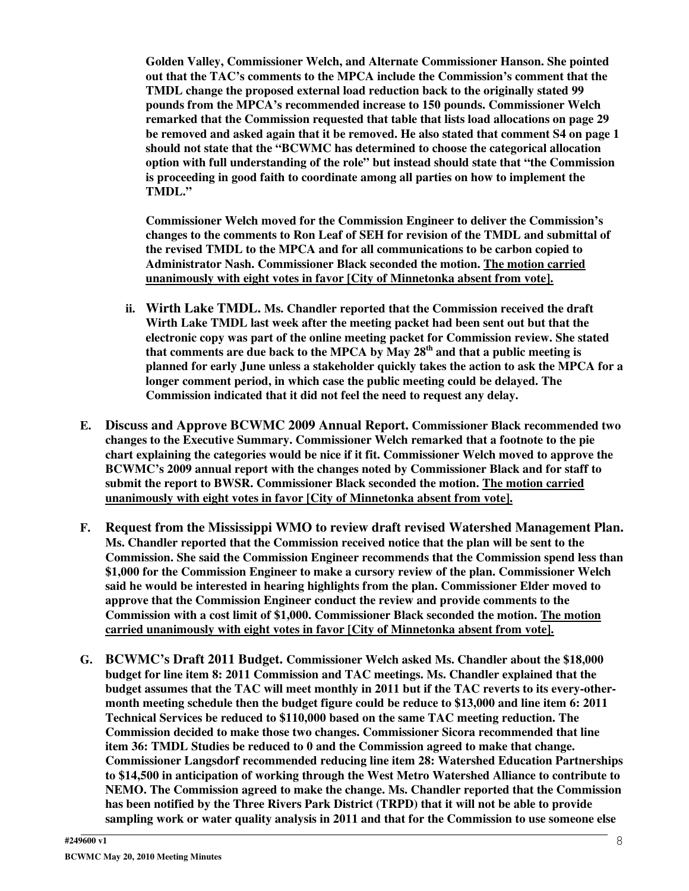**Golden Valley, Commissioner Welch, and Alternate Commissioner Hanson. She pointed out that the TAC's comments to the MPCA include the Commission's comment that the TMDL change the proposed external load reduction back to the originally stated 99 pounds from the MPCA's recommended increase to 150 pounds. Commissioner Welch remarked that the Commission requested that table that lists load allocations on page 29 be removed and asked again that it be removed. He also stated that comment S4 on page 1 should not state that the "BCWMC has determined to choose the categorical allocation option with full understanding of the role" but instead should state that "the Commission is proceeding in good faith to coordinate among all parties on how to implement the TMDL."**

**Commissioner Welch moved for the Commission Engineer to deliver the Commission's changes to the comments to Ron Leaf of SEH for revision of the TMDL and submittal of the revised TMDL to the MPCA and for all communications to be carbon copied to Administrator Nash. Commissioner Black seconded the motion. <u>The motion carried unanimously with eight votes in favor [City of Minnetonka absent from vote].</u>**

ii. **Wirth Lake TMDL. Ms. Chandler reported that the Commission received the draft Wirth Lake TMDL last week after the meeting packet had been sent out but that the electronic copy was part of the online meeting packet for Commission review. She stated that comments are due back to the MPCA by May 28th and that a public meeting is planned for early June unless a stakeholder quickly takes the action to ask the MPCA for a longer comment period, in which case the public meeting could be delayed. The Commission indicated that it did not feel the need to request any delay.**

**E. Discuss and Approve BCWMC 2009 Annual Report. Commissioner Black recommended two changes to the Executive Summary. Commissioner Welch remarked that a footnote to the pie chart explaining the categories would be nice if it fit. Commissioner Welch moved to approve the BCWMC's 2009 annual report with the changes noted by Commissioner Black and for staff to submit the report to BWSR. Commissioner Black seconded the motion. <u>The motion carried unanimously with eight votes in favor [City of Minnetonka absent from vote].</u>**

**F. Request from the Mississippi WMO to review draft revised Watershed Management Plan. Ms. Chandler reported that the Commission received notice that the plan will be sent to the Commission. She said the Commission Engineer recommends that the Commission spend less than $1,000 for the Commission Engineer to make a cursory review of the plan. Commissioner Welch said he would be interested in hearing highlights from the plan. Commissioner Elder moved to approve that the Commission Engineer conduct the review and provide comments to the Commission with a cost limit of $1,000. Commissioner Black seconded the motion. <u>The motion carried unanimously with eight votes in favor [City of Minnetonka absent from vote].</u>**

**G. BCWMC's Draft 2011 Budget. Commissioner Welch asked Ms. Chandler about the $18,000 budget for line item 8: 2011 Commission and TAC meetings. Ms. Chandler explained that the budget assumes that the TAC will meet monthly in 2011 but if the TAC reverts to its every-other-month meeting schedule then the budget figure could be reduce to $13,000 and line item 6: 2011 Technical Services be reduced to $110,000 based on the same TAC meeting reduction. The Commission decided to make those two changes. Commissioner Sicora recommended that line item 36: TMDL Studies be reduced to 0 and the Commission agreed to make that change. Commissioner Langsdorf recommended reducing line item 28: Watershed Education Partnerships to $14,500 in anticipation of working through the West Metro Watershed Alliance to contribute to NEMO. The Commission agreed to make the change. Ms. Chandler reported that the Commission has been notified by the Three Rivers Park District (TRPD) that it will not be able to provide sampling work or water quality analysis in 2011 and that for the Commission to use someone else**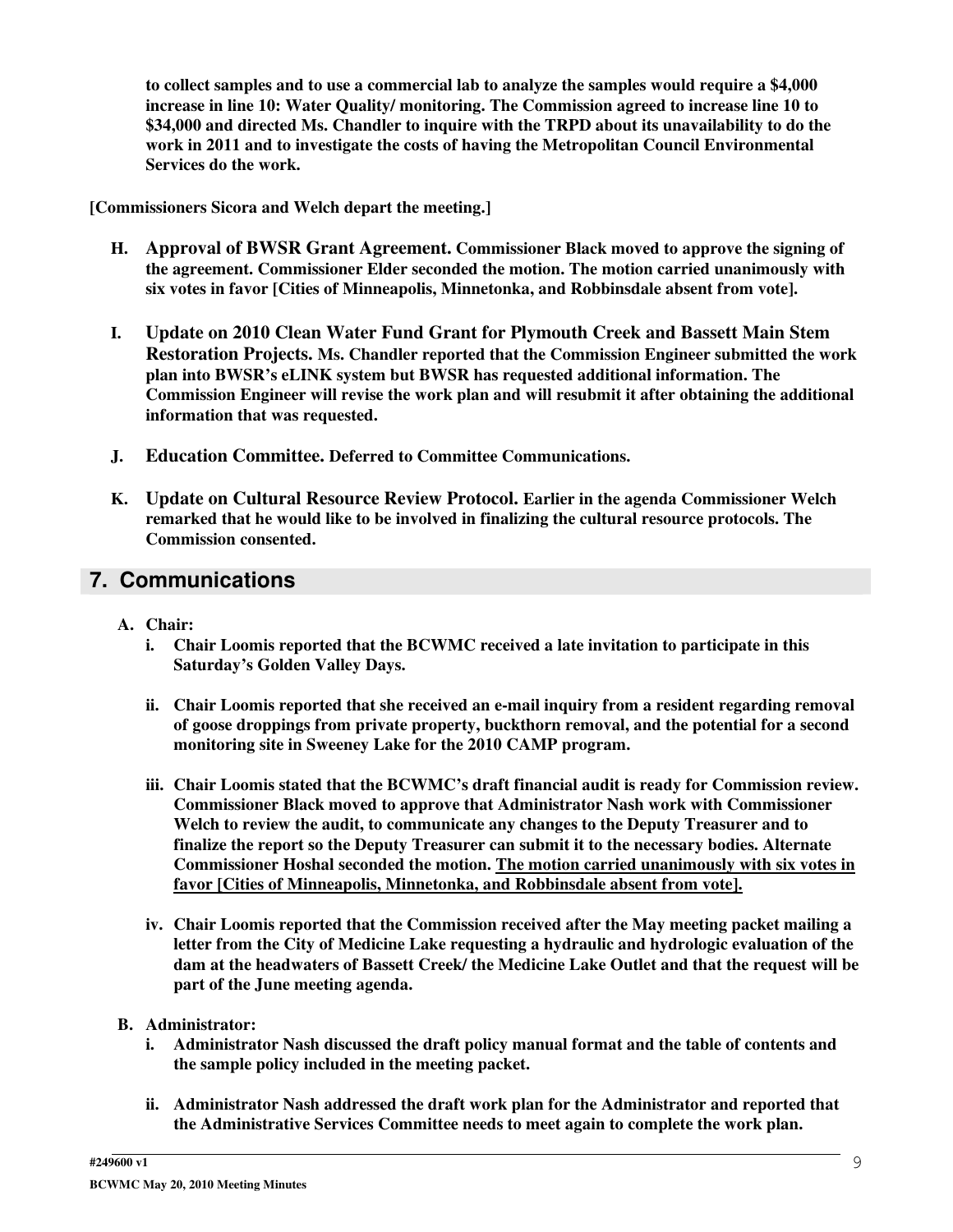**to collect samples and to use a commercial lab to analyze the samples would require a $4,000 increase in line 10: Water Quality/ monitoring. The Commission agreed to increase line 10 to $34,000 and directed Ms. Chandler to inquire with the TRPD about its unavailability to do the work in 2011 and to investigate the costs of having the Metropolitan Council Environmental Services do the work.**

**[Commissioners Sicora and Welch depart the meeting.]**

- **H. Approval of BWSR Grant Agreement. Commissioner Black moved to approve the signing of the agreement. Commissioner Elder seconded the motion. The motion carried unanimously with six votes in favor [Cities of Minneapolis, Minnetonka, and Robbinsdale absent from vote].**

- **I. Update on 2010 Clean Water Fund Grant for Plymouth Creek and Bassett Main Stem Restoration Projects. Ms. Chandler reported that the Commission Engineer submitted the work plan into BWSR's eLINK system but BWSR has requested additional information. The Commission Engineer will revise the work plan and will resubmit it after obtaining the additional information that was requested.**

- **J. Education Committee. Deferred to Committee Communications.**

- **K. Update on Cultural Resource Review Protocol. Earlier in the agenda Commissioner Welch remarked that he would like to be involved in finalizing the cultural resource protocols. The Commission consented.**

## 7. Communications

**A. Chair:**

- **i. Chair Loomis reported that the BCWMC received a late invitation to participate in this Saturday's Golden Valley Days.**

- **ii. Chair Loomis reported that she received an e-mail inquiry from a resident regarding removal of goose droppings from private property, buckthorn removal, and the potential for a second monitoring site in Sweeney Lake for the 2010 CAMP program.**

- **iii. Chair Loomis stated that the BCWMC's draft financial audit is ready for Commission review. Commissioner Black moved to approve that Administrator Nash work with Commissioner Welch to review the audit, to communicate any changes to the Deputy Treasurer and to finalize the report so the Deputy Treasurer can submit it to the necessary bodies. Alternate Commissioner Hoshal seconded the motion. <u>The motion carried unanimously with six votes in favor [Cities of Minneapolis, Minnetonka, and Robbinsdale absent from vote].</u>**

- **iv. Chair Loomis reported that the Commission received after the May meeting packet mailing a letter from the City of Medicine Lake requesting a hydraulic and hydrologic evaluation of the dam at the headwaters of Bassett Creek/ the Medicine Lake Outlet and that the request will be part of the June meeting agenda.**

**B. Administrator:**

- **i. Administrator Nash discussed the draft policy manual format and the table of contents and the sample policy included in the meeting packet.**

- **ii. Administrator Nash addressed the draft work plan for the Administrator and reported that the Administrative Services Committee needs to meet again to complete the work plan.**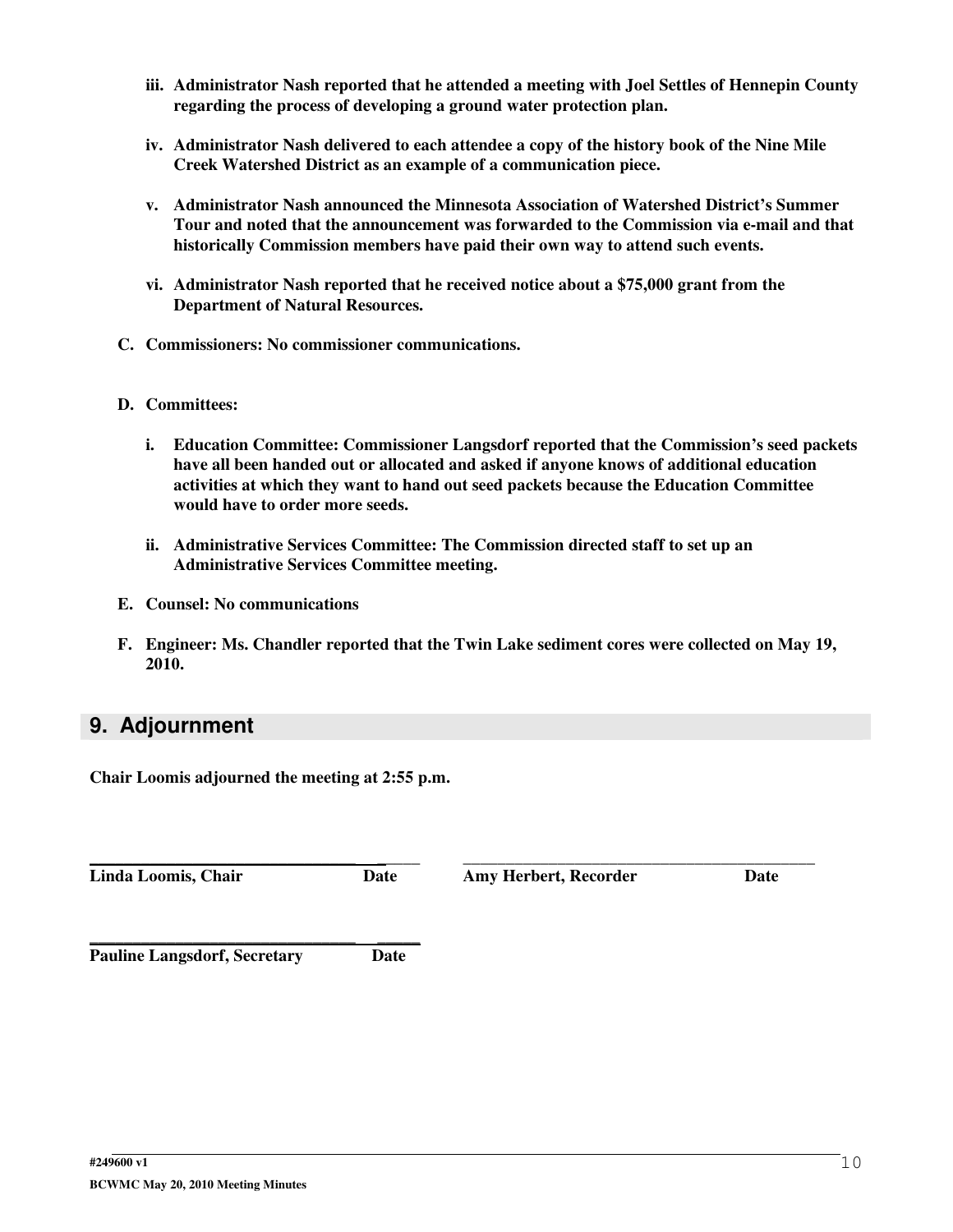iii. **Administrator Nash reported that he attended a meeting with Joel Settles of Hennepin County regarding the process of developing a ground water protection plan.**

iv. **Administrator Nash delivered to each attendee a copy of the history book of the Nine Mile Creek Watershed District as an example of a communication piece.**

v. **Administrator Nash announced the Minnesota Association of Watershed District's Summer Tour and noted that the announcement was forwarded to the Commission via e-mail and that historically Commission members have paid their own way to attend such events.**

vi. **Administrator Nash reported that he received notice about a $75,000 grant from the Department of Natural Resources.**

**C. Commissioners: No commissioner communications.**

**D. Committees:**

i. **Education Committee: Commissioner Langsdorf reported that the Commission's seed packets have all been handed out or allocated and asked if anyone knows of additional education activities at which they want to hand out seed packets because the Education Committee would have to order more seeds.**

ii. **Administrative Services Committee: The Commission directed staff to set up an Administrative Services Committee meeting.**

**E. Counsel: No communications**

**F. Engineer: Ms. Chandler reported that the Twin Lake sediment cores were collected on May 19, 2010.**

## 9. Adjournment

**Chair Loomis adjourned the meeting at 2:55 p.m.**

______________________________ ______ ______________________________ ______
**Linda Loomis, Chair Date** **Amy Herbert, Recorder Date**

______________________________ ______
**Pauline Langsdorf, Secretary Date**